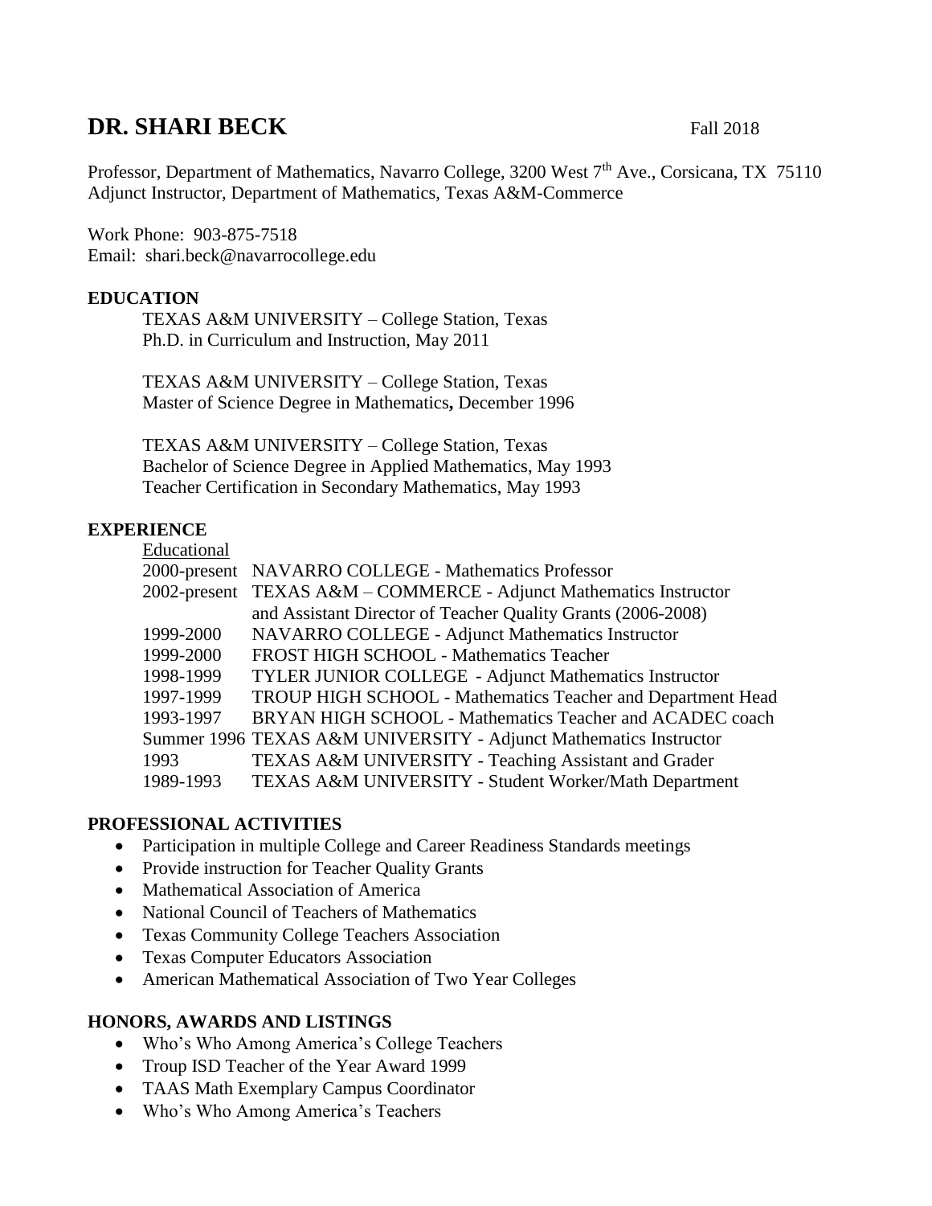# DR. SHARI BECK

Fall 2018

Professor, Department of Mathematics, Navarro College, 3200 West 7th Ave., Corsicana, TX 75110
Adjunct Instructor, Department of Mathematics, Texas A&M-Commerce

Work Phone: 903-875-7518
Email: shari.beck@navarrocollege.edu

## EDUCATION

TEXAS A&M UNIVERSITY – College Station, Texas
Ph.D. in Curriculum and Instruction, May 2011

TEXAS A&M UNIVERSITY – College Station, Texas
Master of Science Degree in Mathematics**,** December 1996

TEXAS A&M UNIVERSITY – College Station, Texas
Bachelor of Science Degree in Applied Mathematics, May 1993
Teacher Certification in Secondary Mathematics, May 1993

## EXPERIENCE

<u>Educational</u>

| | |
|---|---|
| 2000-present | NAVARRO COLLEGE - Mathematics Professor |
| 2002-present | TEXAS A&M – COMMERCE - Adjunct Mathematics Instructor and Assistant Director of Teacher Quality Grants (2006-2008) |
| 1999-2000 | NAVARRO COLLEGE - Adjunct Mathematics Instructor |
| 1999-2000 | FROST HIGH SCHOOL - Mathematics Teacher |
| 1998-1999 | TYLER JUNIOR COLLEGE - Adjunct Mathematics Instructor |
| 1997-1999 | TROUP HIGH SCHOOL - Mathematics Teacher and Department Head |
| 1993-1997 | BRYAN HIGH SCHOOL - Mathematics Teacher and ACADEC coach |
| Summer 1996 | TEXAS A&M UNIVERSITY - Adjunct Mathematics Instructor |
| 1993 | TEXAS A&M UNIVERSITY - Teaching Assistant and Grader |
| 1989-1993 | TEXAS A&M UNIVERSITY - Student Worker/Math Department |

## PROFESSIONAL ACTIVITIES

- Participation in multiple College and Career Readiness Standards meetings
- Provide instruction for Teacher Quality Grants
- Mathematical Association of America
- National Council of Teachers of Mathematics
- Texas Community College Teachers Association
- Texas Computer Educators Association
- American Mathematical Association of Two Year Colleges

## HONORS, AWARDS AND LISTINGS

- Who's Who Among America's College Teachers
- Troup ISD Teacher of the Year Award 1999
- TAAS Math Exemplary Campus Coordinator
- Who's Who Among America's Teachers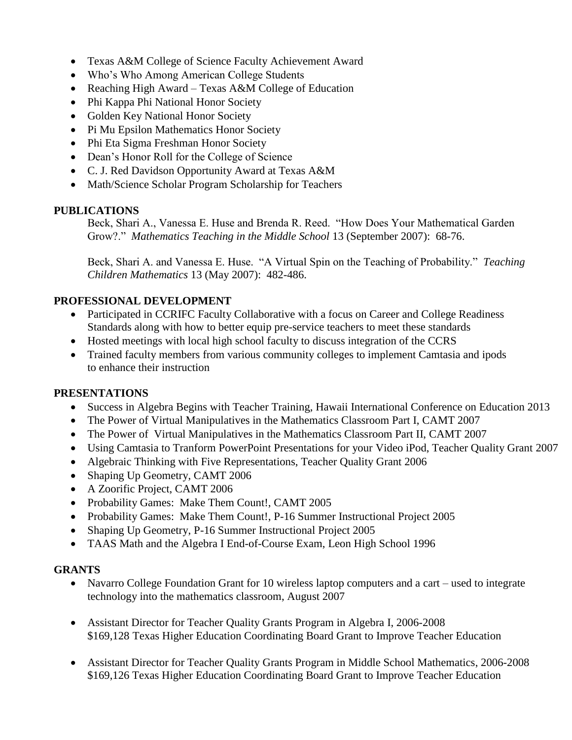- Texas A&M College of Science Faculty Achievement Award
- Who's Who Among American College Students
- Reaching High Award – Texas A&M College of Education
- Phi Kappa Phi National Honor Society
- Golden Key National Honor Society
- Pi Mu Epsilon Mathematics Honor Society
- Phi Eta Sigma Freshman Honor Society
- Dean's Honor Roll for the College of Science
- C. J. Red Davidson Opportunity Award at Texas A&M
- Math/Science Scholar Program Scholarship for Teachers

**PUBLICATIONS**

Beck, Shari A., Vanessa E. Huse and Brenda R. Reed. "How Does Your Mathematical Garden Grow?." *Mathematics Teaching in the Middle School* 13 (September 2007): 68-76.

Beck, Shari A. and Vanessa E. Huse. "A Virtual Spin on the Teaching of Probability." *Teaching Children Mathematics* 13 (May 2007): 482-486.

**PROFESSIONAL DEVELOPMENT**

- Participated in CCRIFC Faculty Collaborative with a focus on Career and College Readiness Standards along with how to better equip pre-service teachers to meet these standards
- Hosted meetings with local high school faculty to discuss integration of the CCRS
- Trained faculty members from various community colleges to implement Camtasia and ipods to enhance their instruction

**PRESENTATIONS**

- Success in Algebra Begins with Teacher Training, Hawaii International Conference on Education 2013
- The Power of Virtual Manipulatives in the Mathematics Classroom Part I, CAMT 2007
- The Power of Virtual Manipulatives in the Mathematics Classroom Part II, CAMT 2007
- Using Camtasia to Tranform PowerPoint Presentations for your Video iPod, Teacher Quality Grant 2007
- Algebraic Thinking with Five Representations, Teacher Quality Grant 2006
- Shaping Up Geometry, CAMT 2006
- A Zoorific Project, CAMT 2006
- Probability Games: Make Them Count!, CAMT 2005
- Probability Games: Make Them Count!, P-16 Summer Instructional Project 2005
- Shaping Up Geometry, P-16 Summer Instructional Project 2005
- TAAS Math and the Algebra I End-of-Course Exam, Leon High School 1996

**GRANTS**

- Navarro College Foundation Grant for 10 wireless laptop computers and a cart – used to integrate technology into the mathematics classroom, August 2007

- Assistant Director for Teacher Quality Grants Program in Algebra I, 2006-2008
  $169,128 Texas Higher Education Coordinating Board Grant to Improve Teacher Education

- Assistant Director for Teacher Quality Grants Program in Middle School Mathematics, 2006-2008
  $169,126 Texas Higher Education Coordinating Board Grant to Improve Teacher Education